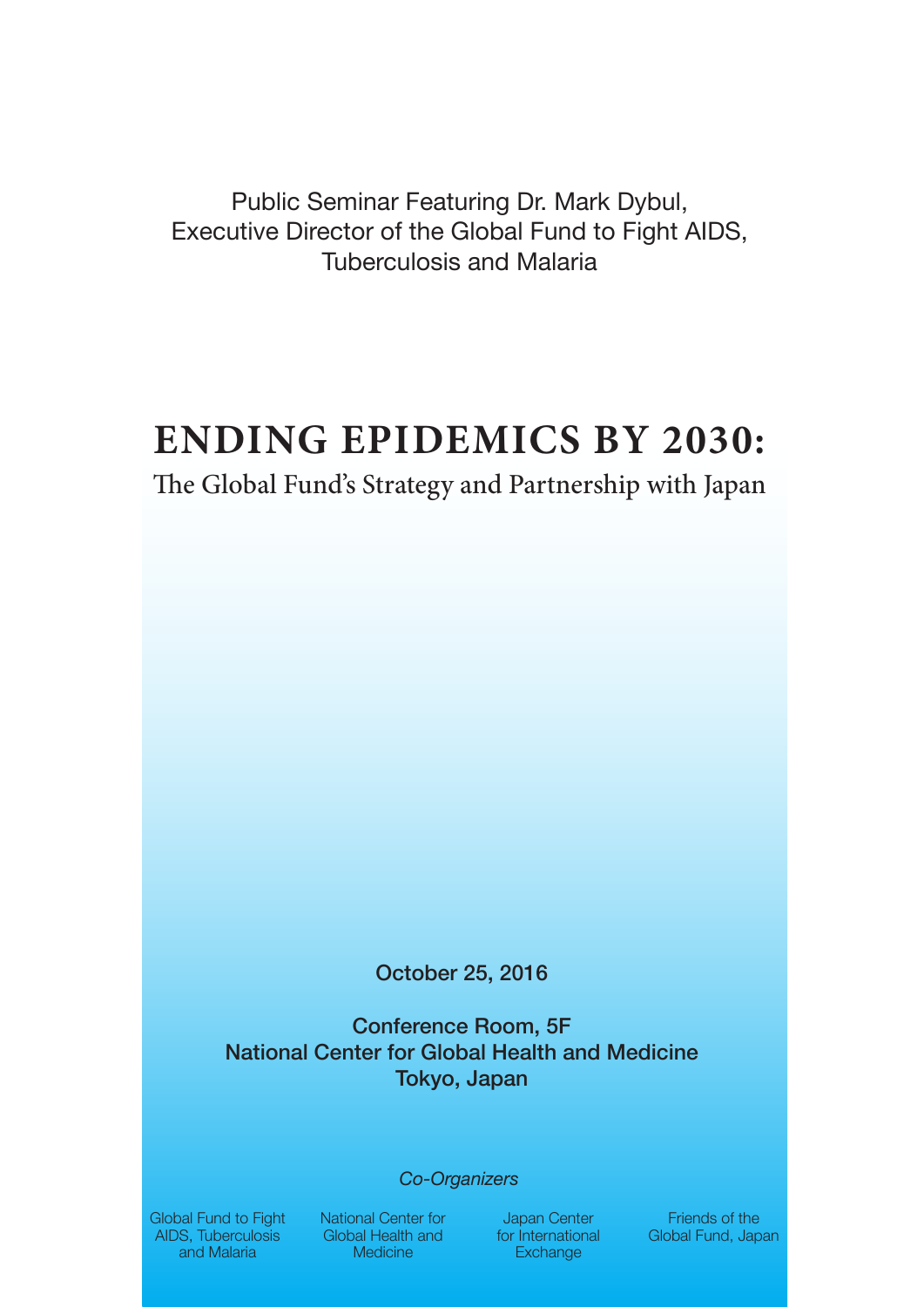Public Seminar Featuring Dr. Mark Dybul,
Executive Director of the Global Fund to Fight AIDS,
Tuberculosis and Malaria

# ENDING EPIDEMICS BY 2030:

## The Global Fund's Strategy and Partnership with Japan

**October 25, 2016**

**Conference Room, 5F**
**National Center for Global Health and Medicine**
**Tokyo, Japan**

*Co-Organizers*

Global Fund to Fight AIDS, Tuberculosis and Malaria

National Center for Global Health and Medicine

Japan Center for International Exchange

Friends of the Global Fund, Japan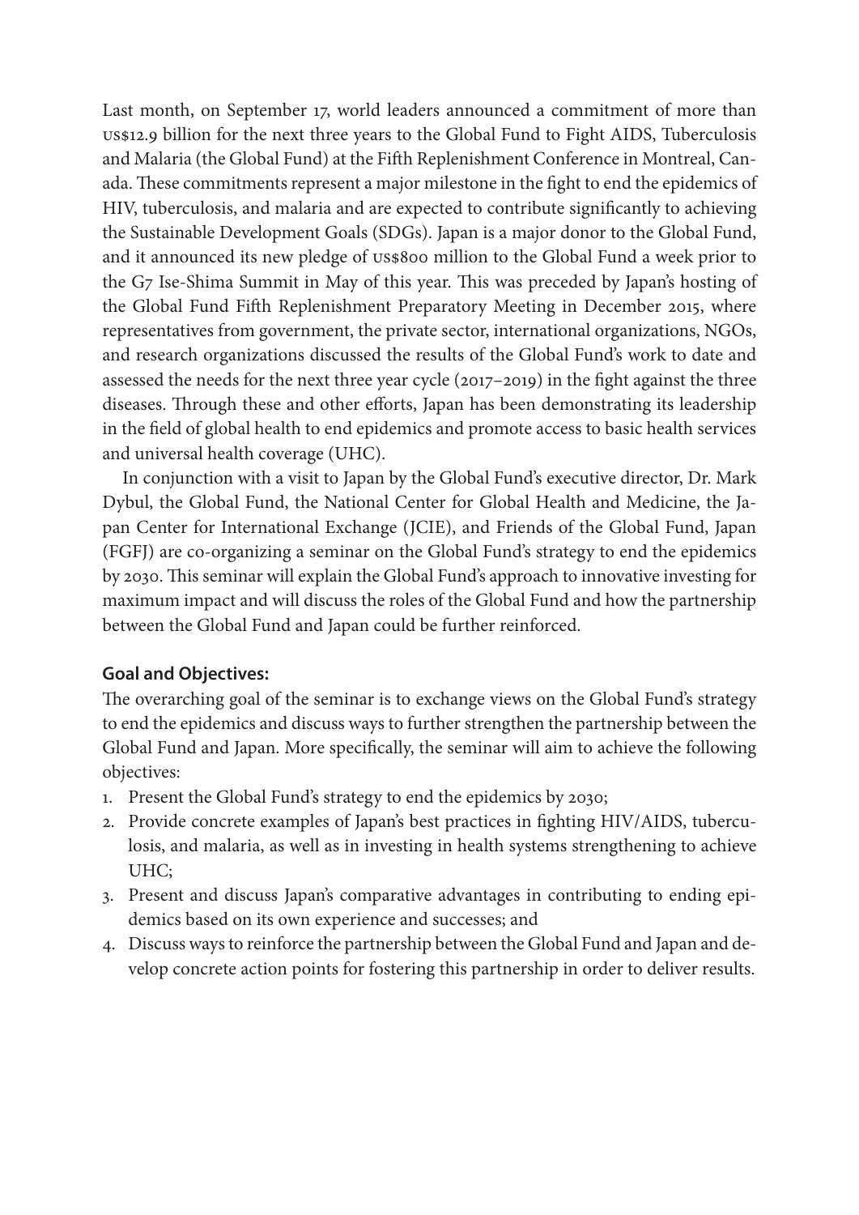Last month, on September 17, world leaders announced a commitment of more than US$12.9 billion for the next three years to the Global Fund to Fight AIDS, Tuberculosis and Malaria (the Global Fund) at the Fifth Replenishment Conference in Montreal, Canada. These commitments represent a major milestone in the fight to end the epidemics of HIV, tuberculosis, and malaria and are expected to contribute significantly to achieving the Sustainable Development Goals (SDGs). Japan is a major donor to the Global Fund, and it announced its new pledge of US$800 million to the Global Fund a week prior to the G7 Ise-Shima Summit in May of this year. This was preceded by Japan's hosting of the Global Fund Fifth Replenishment Preparatory Meeting in December 2015, where representatives from government, the private sector, international organizations, NGOs, and research organizations discussed the results of the Global Fund's work to date and assessed the needs for the next three year cycle (2017–2019) in the fight against the three diseases. Through these and other efforts, Japan has been demonstrating its leadership in the field of global health to end epidemics and promote access to basic health services and universal health coverage (UHC).

In conjunction with a visit to Japan by the Global Fund's executive director, Dr. Mark Dybul, the Global Fund, the National Center for Global Health and Medicine, the Japan Center for International Exchange (JCIE), and Friends of the Global Fund, Japan (FGFJ) are co-organizing a seminar on the Global Fund's strategy to end the epidemics by 2030. This seminar will explain the Global Fund's approach to innovative investing for maximum impact and will discuss the roles of the Global Fund and how the partnership between the Global Fund and Japan could be further reinforced.

**Goal and Objectives:**

The overarching goal of the seminar is to exchange views on the Global Fund's strategy to end the epidemics and discuss ways to further strengthen the partnership between the Global Fund and Japan. More specifically, the seminar will aim to achieve the following objectives:

1. Present the Global Fund's strategy to end the epidemics by 2030;
2. Provide concrete examples of Japan's best practices in fighting HIV/AIDS, tuberculosis, and malaria, as well as in investing in health systems strengthening to achieve UHC;
3. Present and discuss Japan's comparative advantages in contributing to ending epidemics based on its own experience and successes; and
4. Discuss ways to reinforce the partnership between the Global Fund and Japan and develop concrete action points for fostering this partnership in order to deliver results.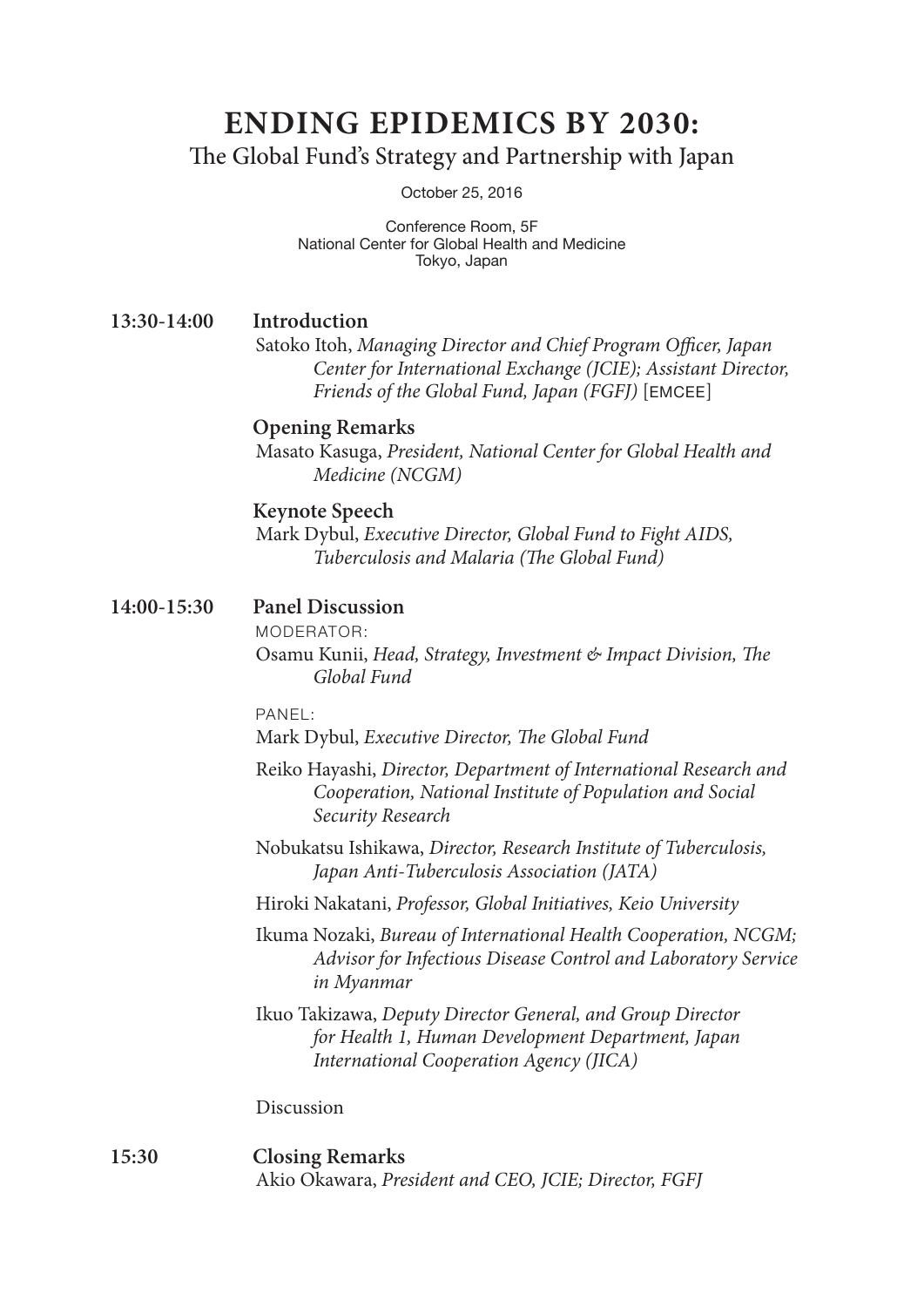# ENDING EPIDEMICS BY 2030:

## The Global Fund's Strategy and Partnership with Japan

October 25, 2016

Conference Room, 5F
National Center for Global Health and Medicine
Tokyo, Japan

**13:30-14:00** **Introduction**

Satoko Itoh, *Managing Director and Chief Program Officer, Japan Center for International Exchange (JCIE); Assistant Director, Friends of the Global Fund, Japan (FGFJ)* [EMCEE]

**Opening Remarks**

Masato Kasuga, *President, National Center for Global Health and Medicine (NCGM)*

**Keynote Speech**

Mark Dybul, *Executive Director, Global Fund to Fight AIDS, Tuberculosis and Malaria (The Global Fund)*

**14:00-15:30** **Panel Discussion**

MODERATOR:

Osamu Kunii, *Head, Strategy, Investment & Impact Division, The Global Fund*

PANEL:

Mark Dybul, *Executive Director, The Global Fund*

Reiko Hayashi, *Director, Department of International Research and Cooperation, National Institute of Population and Social Security Research*

Nobukatsu Ishikawa, *Director, Research Institute of Tuberculosis, Japan Anti-Tuberculosis Association (JATA)*

Hiroki Nakatani, *Professor, Global Initiatives, Keio University*

Ikuma Nozaki, *Bureau of International Health Cooperation, NCGM; Advisor for Infectious Disease Control and Laboratory Service in Myanmar*

Ikuo Takizawa, *Deputy Director General, and Group Director for Health 1, Human Development Department, Japan International Cooperation Agency (JICA)*

Discussion

**15:30** **Closing Remarks**

Akio Okawara, *President and CEO, JCIE; Director, FGFJ*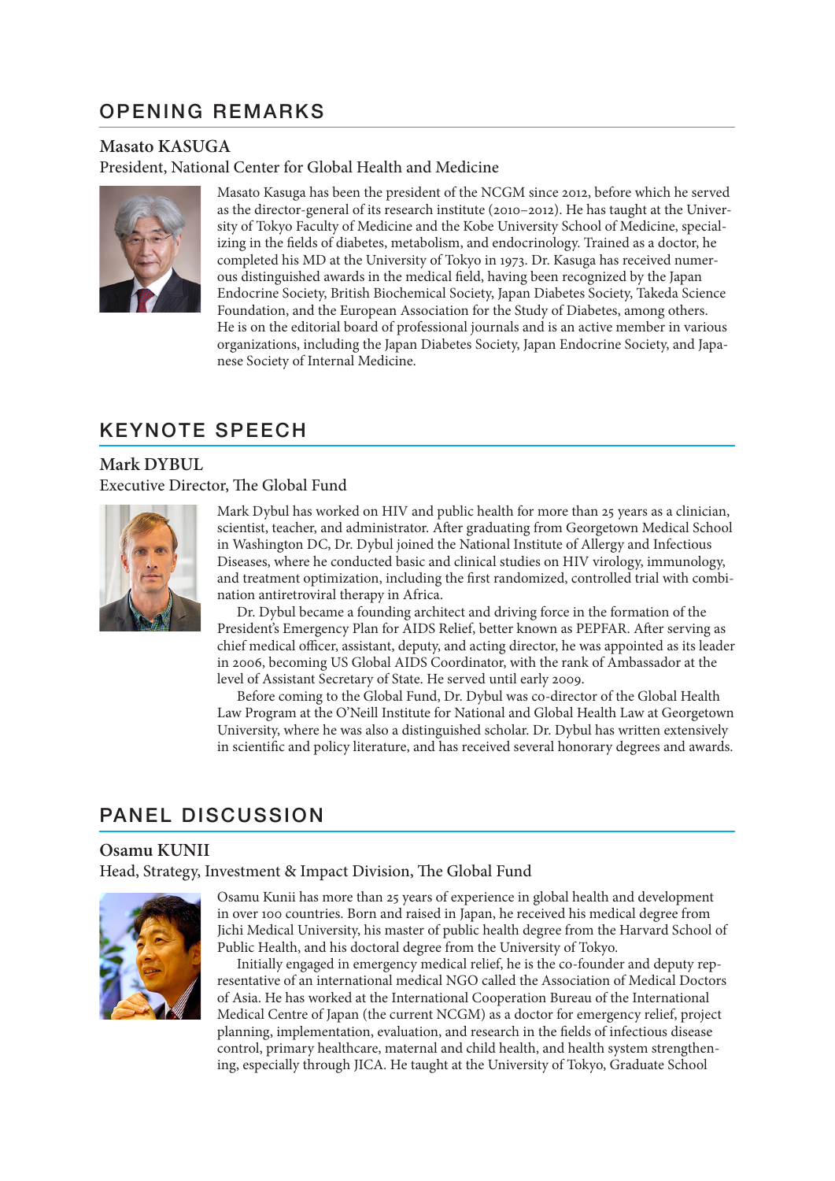## OPENING REMARKS

### Masato KASUGA

President, National Center for Global Health and Medicine

Masato Kasuga has been the president of the NCGM since 2012, before which he served as the director-general of its research institute (2010–2012). He has taught at the University of Tokyo Faculty of Medicine and the Kobe University School of Medicine, specializing in the fields of diabetes, metabolism, and endocrinology. Trained as a doctor, he completed his MD at the University of Tokyo in 1973. Dr. Kasuga has received numerous distinguished awards in the medical field, having been recognized by the Japan Endocrine Society, British Biochemical Society, Japan Diabetes Society, Takeda Science Foundation, and the European Association for the Study of Diabetes, among others. He is on the editorial board of professional journals and is an active member in various organizations, including the Japan Diabetes Society, Japan Endocrine Society, and Japanese Society of Internal Medicine.

## KEYNOTE SPEECH

### Mark DYBUL

Executive Director, The Global Fund

Mark Dybul has worked on HIV and public health for more than 25 years as a clinician, scientist, teacher, and administrator. After graduating from Georgetown Medical School in Washington DC, Dr. Dybul joined the National Institute of Allergy and Infectious Diseases, where he conducted basic and clinical studies on HIV virology, immunology, and treatment optimization, including the first randomized, controlled trial with combination antiretroviral therapy in Africa.

Dr. Dybul became a founding architect and driving force in the formation of the President's Emergency Plan for AIDS Relief, better known as PEPFAR. After serving as chief medical officer, assistant, deputy, and acting director, he was appointed as its leader in 2006, becoming US Global AIDS Coordinator, with the rank of Ambassador at the level of Assistant Secretary of State. He served until early 2009.

Before coming to the Global Fund, Dr. Dybul was co-director of the Global Health Law Program at the O'Neill Institute for National and Global Health Law at Georgetown University, where he was also a distinguished scholar. Dr. Dybul has written extensively in scientific and policy literature, and has received several honorary degrees and awards.

## PANEL DISCUSSION

### Osamu KUNII

Head, Strategy, Investment & Impact Division, The Global Fund

Osamu Kunii has more than 25 years of experience in global health and development in over 100 countries. Born and raised in Japan, he received his medical degree from Jichi Medical University, his master of public health degree from the Harvard School of Public Health, and his doctoral degree from the University of Tokyo.

Initially engaged in emergency medical relief, he is the co-founder and deputy representative of an international medical NGO called the Association of Medical Doctors of Asia. He has worked at the International Cooperation Bureau of the International Medical Centre of Japan (the current NCGM) as a doctor for emergency relief, project planning, implementation, evaluation, and research in the fields of infectious disease control, primary healthcare, maternal and child health, and health system strengthening, especially through JICA. He taught at the University of Tokyo, Graduate School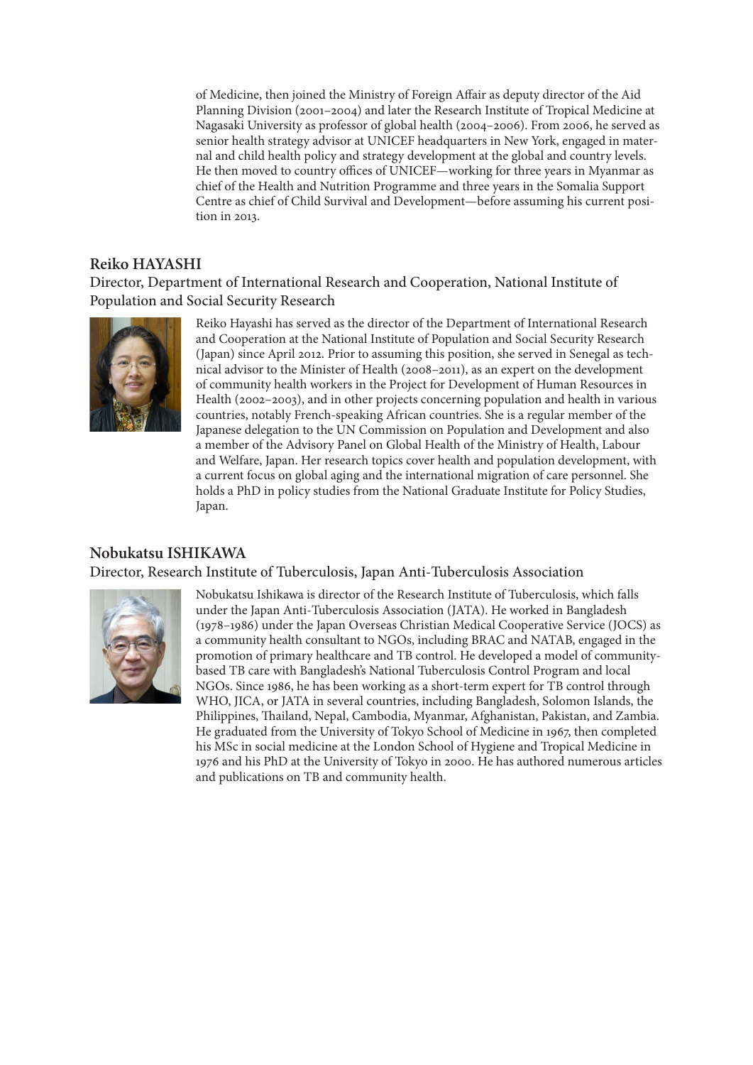of Medicine, then joined the Ministry of Foreign Affair as deputy director of the Aid Planning Division (2001–2004) and later the Research Institute of Tropical Medicine at Nagasaki University as professor of global health (2004–2006). From 2006, he served as senior health strategy advisor at UNICEF headquarters in New York, engaged in maternal and child health policy and strategy development at the global and country levels. He then moved to country offices of UNICEF—working for three years in Myanmar as chief of the Health and Nutrition Programme and three years in the Somalia Support Centre as chief of Child Survival and Development—before assuming his current position in 2013.

## Reiko HAYASHI

Director, Department of International Research and Cooperation, National Institute of Population and Social Security Research

Reiko Hayashi has served as the director of the Department of International Research and Cooperation at the National Institute of Population and Social Security Research (Japan) since April 2012. Prior to assuming this position, she served in Senegal as technical advisor to the Minister of Health (2008–2011), as an expert on the development of community health workers in the Project for Development of Human Resources in Health (2002–2003), and in other projects concerning population and health in various countries, notably French-speaking African countries. She is a regular member of the Japanese delegation to the UN Commission on Population and Development and also a member of the Advisory Panel on Global Health of the Ministry of Health, Labour and Welfare, Japan. Her research topics cover health and population development, with a current focus on global aging and the international migration of care personnel. She holds a PhD in policy studies from the National Graduate Institute for Policy Studies, Japan.

## Nobukatsu ISHIKAWA

Director, Research Institute of Tuberculosis, Japan Anti-Tuberculosis Association

Nobukatsu Ishikawa is director of the Research Institute of Tuberculosis, which falls under the Japan Anti-Tuberculosis Association (JATA). He worked in Bangladesh (1978–1986) under the Japan Overseas Christian Medical Cooperative Service (JOCS) as a community health consultant to NGOs, including BRAC and NATAB, engaged in the promotion of primary healthcare and TB control. He developed a model of community-based TB care with Bangladesh's National Tuberculosis Control Program and local NGOs. Since 1986, he has been working as a short-term expert for TB control through WHO, JICA, or JATA in several countries, including Bangladesh, Solomon Islands, the Philippines, Thailand, Nepal, Cambodia, Myanmar, Afghanistan, Pakistan, and Zambia. He graduated from the University of Tokyo School of Medicine in 1967, then completed his MSc in social medicine at the London School of Hygiene and Tropical Medicine in 1976 and his PhD at the University of Tokyo in 2000. He has authored numerous articles and publications on TB and community health.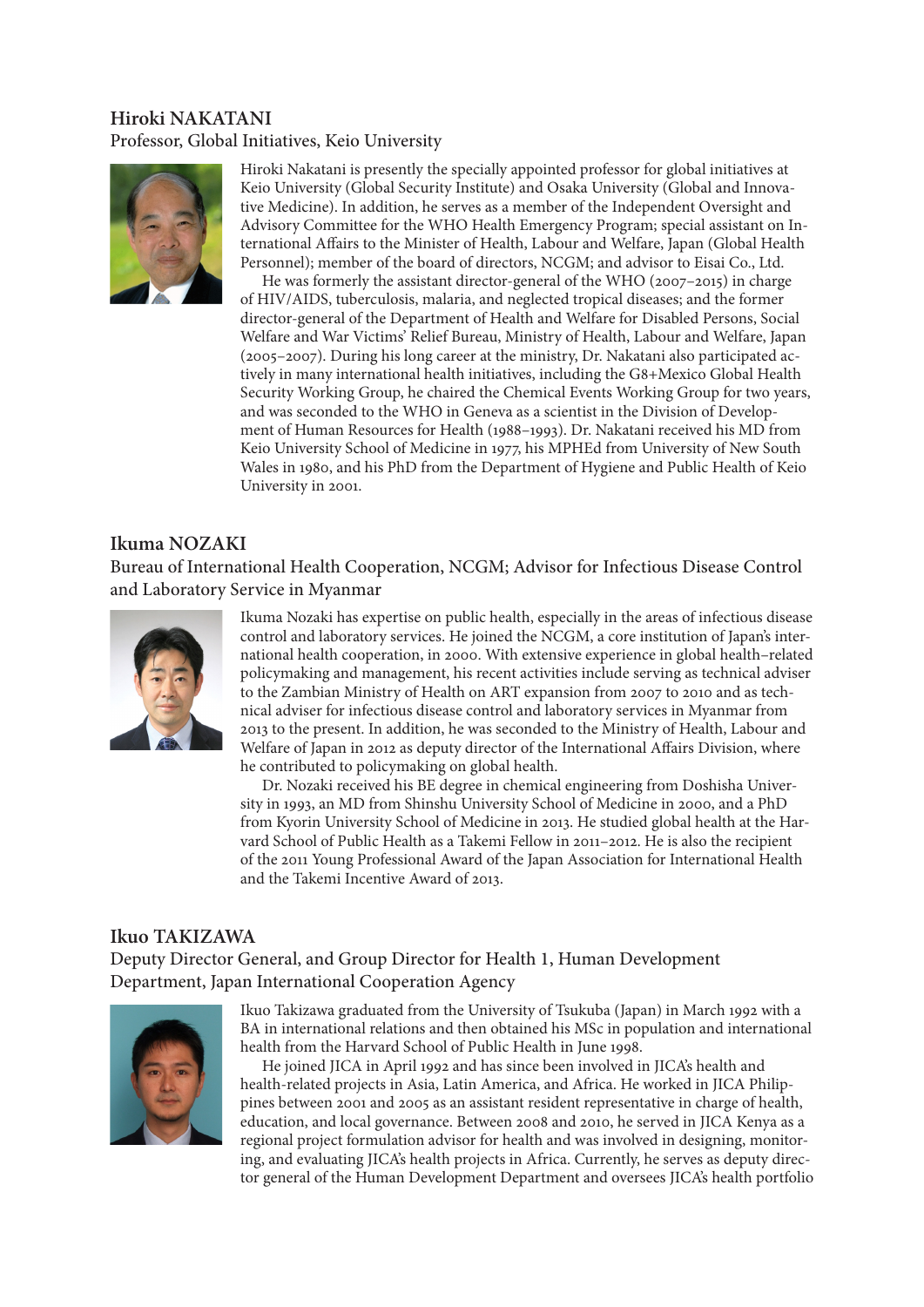### Hiroki NAKATANI

Professor, Global Initiatives, Keio University

Hiroki Nakatani is presently the specially appointed professor for global initiatives at Keio University (Global Security Institute) and Osaka University (Global and Innovative Medicine). In addition, he serves as a member of the Independent Oversight and Advisory Committee for the WHO Health Emergency Program; special assistant on International Affairs to the Minister of Health, Labour and Welfare, Japan (Global Health Personnel); member of the board of directors, NCGM; and advisor to Eisai Co., Ltd.

He was formerly the assistant director-general of the WHO (2007–2015) in charge of HIV/AIDS, tuberculosis, malaria, and neglected tropical diseases; and the former director-general of the Department of Health and Welfare for Disabled Persons, Social Welfare and War Victims' Relief Bureau, Ministry of Health, Labour and Welfare, Japan (2005–2007). During his long career at the ministry, Dr. Nakatani also participated actively in many international health initiatives, including the G8+Mexico Global Health Security Working Group, he chaired the Chemical Events Working Group for two years, and was seconded to the WHO in Geneva as a scientist in the Division of Development of Human Resources for Health (1988–1993). Dr. Nakatani received his MD from Keio University School of Medicine in 1977, his MPHEd from University of New South Wales in 1980, and his PhD from the Department of Hygiene and Public Health of Keio University in 2001.

### Ikuma NOZAKI

Bureau of International Health Cooperation, NCGM; Advisor for Infectious Disease Control and Laboratory Service in Myanmar

Ikuma Nozaki has expertise on public health, especially in the areas of infectious disease control and laboratory services. He joined the NCGM, a core institution of Japan's international health cooperation, in 2000. With extensive experience in global health–related policymaking and management, his recent activities include serving as technical adviser to the Zambian Ministry of Health on ART expansion from 2007 to 2010 and as technical adviser for infectious disease control and laboratory services in Myanmar from 2013 to the present. In addition, he was seconded to the Ministry of Health, Labour and Welfare of Japan in 2012 as deputy director of the International Affairs Division, where he contributed to policymaking on global health.

Dr. Nozaki received his BE degree in chemical engineering from Doshisha University in 1993, an MD from Shinshu University School of Medicine in 2000, and a PhD from Kyorin University School of Medicine in 2013. He studied global health at the Harvard School of Public Health as a Takemi Fellow in 2011–2012. He is also the recipient of the 2011 Young Professional Award of the Japan Association for International Health and the Takemi Incentive Award of 2013.

### Ikuo TAKIZAWA

Deputy Director General, and Group Director for Health 1, Human Development Department, Japan International Cooperation Agency

Ikuo Takizawa graduated from the University of Tsukuba (Japan) in March 1992 with a BA in international relations and then obtained his MSc in population and international health from the Harvard School of Public Health in June 1998.

He joined JICA in April 1992 and has since been involved in JICA's health and health-related projects in Asia, Latin America, and Africa. He worked in JICA Philippines between 2001 and 2005 as an assistant resident representative in charge of health, education, and local governance. Between 2008 and 2010, he served in JICA Kenya as a regional project formulation advisor for health and was involved in designing, monitoring, and evaluating JICA's health projects in Africa. Currently, he serves as deputy director general of the Human Development Department and oversees JICA's health portfolio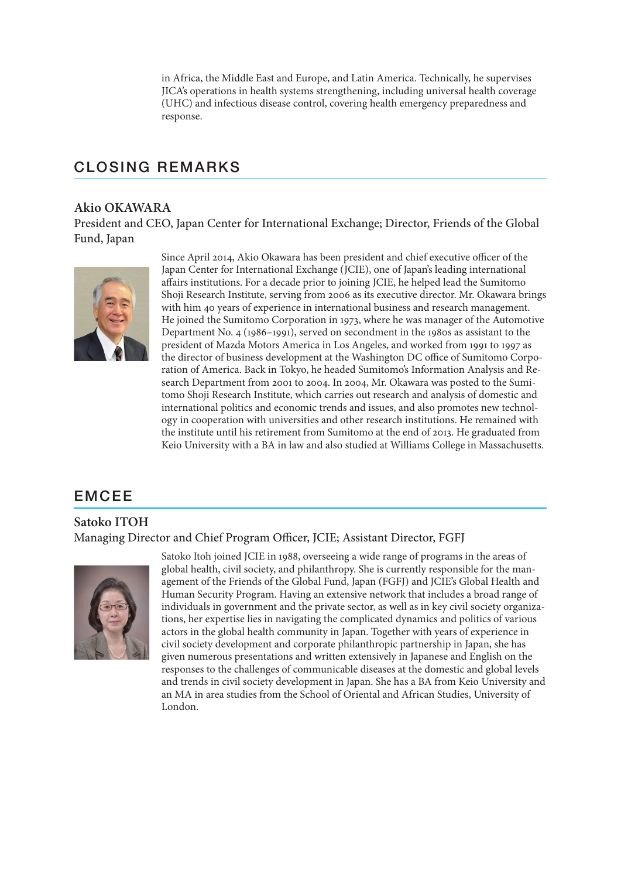in Africa, the Middle East and Europe, and Latin America. Technically, he supervises JICA's operations in health systems strengthening, including universal health coverage (UHC) and infectious disease control, covering health emergency preparedness and response.

## CLOSING REMARKS

### Akio OKAWARA

President and CEO, Japan Center for International Exchange; Director, Friends of the Global Fund, Japan

Since April 2014, Akio Okawara has been president and chief executive officer of the Japan Center for International Exchange (JCIE), one of Japan's leading international affairs institutions. For a decade prior to joining JCIE, he helped lead the Sumitomo Shoji Research Institute, serving from 2006 as its executive director. Mr. Okawara brings with him 40 years of experience in international business and research management. He joined the Sumitomo Corporation in 1973, where he was manager of the Automotive Department No. 4 (1986–1991), served on secondment in the 1980s as assistant to the president of Mazda Motors America in Los Angeles, and worked from 1991 to 1997 as the director of business development at the Washington DC office of Sumitomo Corporation of America. Back in Tokyo, he headed Sumitomo's Information Analysis and Research Department from 2001 to 2004. In 2004, Mr. Okawara was posted to the Sumitomo Shoji Research Institute, which carries out research and analysis of domestic and international politics and economic trends and issues, and also promotes new technology in cooperation with universities and other research institutions. He remained with the institute until his retirement from Sumitomo at the end of 2013. He graduated from Keio University with a BA in law and also studied at Williams College in Massachusetts.

## EMCEE

### Satoko ITOH

Managing Director and Chief Program Officer, JCIE; Assistant Director, FGFJ

Satoko Itoh joined JCIE in 1988, overseeing a wide range of programs in the areas of global health, civil society, and philanthropy. She is currently responsible for the management of the Friends of the Global Fund, Japan (FGFJ) and JCIE's Global Health and Human Security Program. Having an extensive network that includes a broad range of individuals in government and the private sector, as well as in key civil society organizations, her expertise lies in navigating the complicated dynamics and politics of various actors in the global health community in Japan. Together with years of experience in civil society development and corporate philanthropic partnership in Japan, she has given numerous presentations and written extensively in Japanese and English on the responses to the challenges of communicable diseases at the domestic and global levels and trends in civil society development in Japan. She has a BA from Keio University and an MA in area studies from the School of Oriental and African Studies, University of London.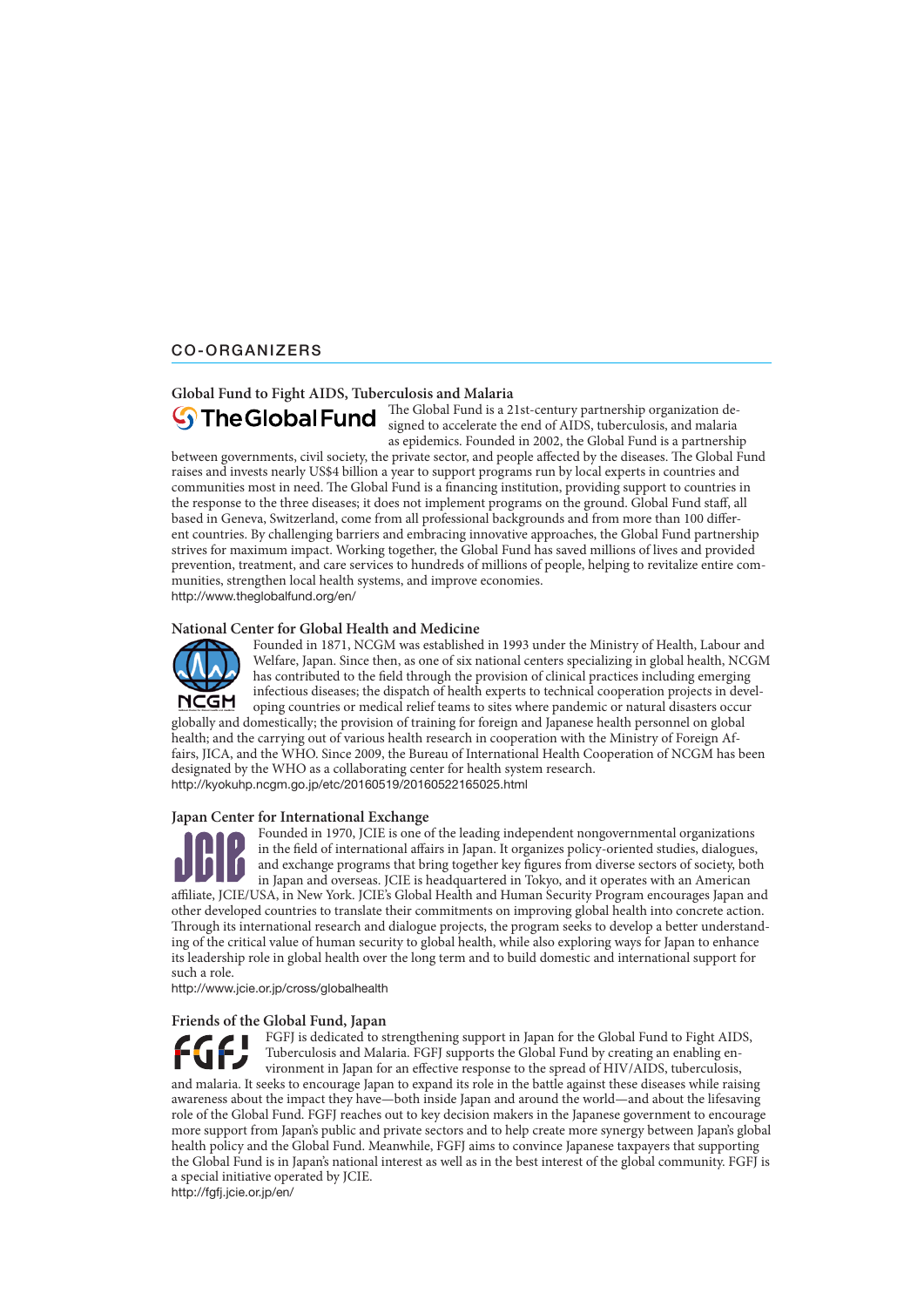## CO-ORGANIZERS

### Global Fund to Fight AIDS, Tuberculosis and Malaria

The Global Fund is a 21st-century partnership organization designed to accelerate the end of AIDS, tuberculosis, and malaria as epidemics. Founded in 2002, the Global Fund is a partnership between governments, civil society, the private sector, and people affected by the diseases. The Global Fund raises and invests nearly US$4 billion a year to support programs run by local experts in countries and communities most in need. The Global Fund is a financing institution, providing support to countries in the response to the three diseases; it does not implement programs on the ground. Global Fund staff, all based in Geneva, Switzerland, come from all professional backgrounds and from more than 100 different countries. By challenging barriers and embracing innovative approaches, the Global Fund partnership strives for maximum impact. Working together, the Global Fund has saved millions of lives and provided prevention, treatment, and care services to hundreds of millions of people, helping to revitalize entire communities, strengthen local health systems, and improve economies.

http://www.theglobalfund.org/en/

### National Center for Global Health and Medicine

Founded in 1871, NCGM was established in 1993 under the Ministry of Health, Labour and Welfare, Japan. Since then, as one of six national centers specializing in global health, NCGM has contributed to the field through the provision of clinical practices including emerging infectious diseases; the dispatch of health experts to technical cooperation projects in developing countries or medical relief teams to sites where pandemic or natural disasters occur globally and domestically; the provision of training for foreign and Japanese health personnel on global health; and the carrying out of various health research in cooperation with the Ministry of Foreign Affairs, JICA, and the WHO. Since 2009, the Bureau of International Health Cooperation of NCGM has been designated by the WHO as a collaborating center for health system research.

http://kyokuhp.ncgm.go.jp/etc/20160519/20160522165025.html

### Japan Center for International Exchange

Founded in 1970, JCIE is one of the leading independent nongovernmental organizations in the field of international affairs in Japan. It organizes policy-oriented studies, dialogues, and exchange programs that bring together key figures from diverse sectors of society, both in Japan and overseas. JCIE is headquartered in Tokyo, and it operates with an American affiliate, JCIE/USA, in New York. JCIE's Global Health and Human Security Program encourages Japan and other developed countries to translate their commitments on improving global health into concrete action. Through its international research and dialogue projects, the program seeks to develop a better understanding of the critical value of human security to global health, while also exploring ways for Japan to enhance its leadership role in global health over the long term and to build domestic and international support for such a role.

http://www.jcie.or.jp/cross/globalhealth

### Friends of the Global Fund, Japan

FGFJ is dedicated to strengthening support in Japan for the Global Fund to Fight AIDS, Tuberculosis and Malaria. FGFJ supports the Global Fund by creating an enabling environment in Japan for an effective response to the spread of HIV/AIDS, tuberculosis, and malaria. It seeks to encourage Japan to expand its role in the battle against these diseases while raising awareness about the impact they have—both inside Japan and around the world—and about the lifesaving role of the Global Fund. FGFJ reaches out to key decision makers in the Japanese government to encourage more support from Japan's public and private sectors and to help create more synergy between Japan's global health policy and the Global Fund. Meanwhile, FGFJ aims to convince Japanese taxpayers that supporting the Global Fund is in Japan's national interest as well as in the best interest of the global community. FGFJ is a special initiative operated by JCIE.

http://fgfj.jcie.or.jp/en/